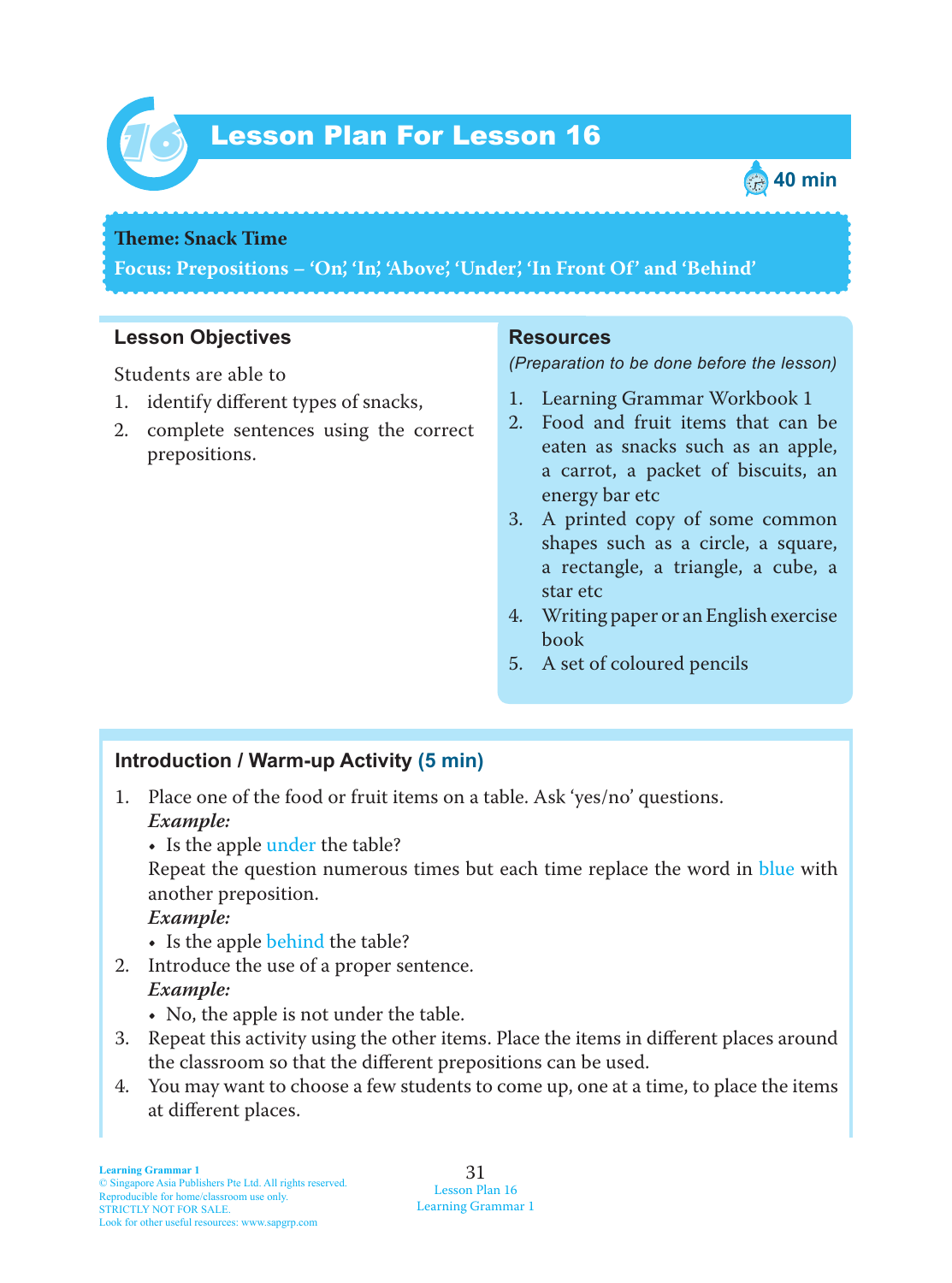# Lesson Plan For Lesson 16

40 min

**Theme: Snack Time**

**Focus: Prepositions – 'On', 'In', 'Above', 'Under', 'In Front Of' and 'Behind'**

## Lesson Objectives

Students are able to

1. identify different types of snacks,
2. complete sentences using the correct prepositions.

## Resources

*(Preparation to be done before the lesson)*

1. Learning Grammar Workbook 1
2. Food and fruit items that can be eaten as snacks such as an apple, a carrot, a packet of biscuits, an energy bar etc
3. A printed copy of some common shapes such as a circle, a square, a rectangle, a triangle, a cube, a star etc
4. Writing paper or an English exercise book
5. A set of coloured pencils

## Introduction / Warm-up Activity (5 min)

1. Place one of the food or fruit items on a table. Ask 'yes/no' questions.
   ***Example:***
   - Is the apple under the table?

   Repeat the question numerous times but each time replace the word in blue with another preposition.
   ***Example:***
   - Is the apple behind the table?
2. Introduce the use of a proper sentence.
   ***Example:***
   - No, the apple is not under the table.
3. Repeat this activity using the other items. Place the items in different places around the classroom so that the different prepositions can be used.
4. You may want to choose a few students to come up, one at a time, to place the items at different places.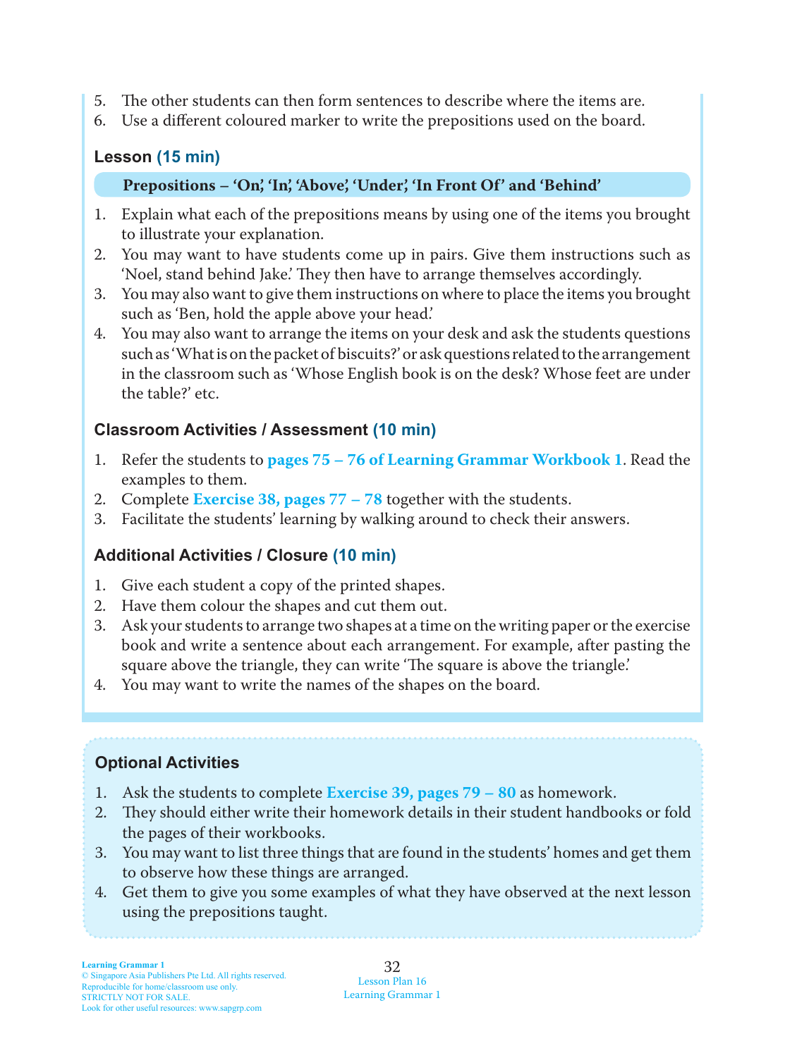5. The other students can then form sentences to describe where the items are.
6. Use a different coloured marker to write the prepositions used on the board.

### Lesson (15 min)

**Prepositions – 'On', 'In', 'Above', 'Under', 'In Front Of' and 'Behind'**

1. Explain what each of the prepositions means by using one of the items you brought to illustrate your explanation.
2. You may want to have students come up in pairs. Give them instructions such as 'Noel, stand behind Jake.' They then have to arrange themselves accordingly.
3. You may also want to give them instructions on where to place the items you brought such as 'Ben, hold the apple above your head.'
4. You may also want to arrange the items on your desk and ask the students questions such as 'What is on the packet of biscuits?' or ask questions related to the arrangement in the classroom such as 'Whose English book is on the desk? Whose feet are under the table?' etc.

### Classroom Activities / Assessment (10 min)

1. Refer the students to **pages 75 – 76 of Learning Grammar Workbook 1**. Read the examples to them.
2. Complete **Exercise 38, pages 77 – 78** together with the students.
3. Facilitate the students' learning by walking around to check their answers.

### Additional Activities / Closure (10 min)

1. Give each student a copy of the printed shapes.
2. Have them colour the shapes and cut them out.
3. Ask your students to arrange two shapes at a time on the writing paper or the exercise book and write a sentence about each arrangement. For example, after pasting the square above the triangle, they can write 'The square is above the triangle.'
4. You may want to write the names of the shapes on the board.

### Optional Activities

1. Ask the students to complete **Exercise 39, pages 79 – 80** as homework.
2. They should either write their homework details in their student handbooks or fold the pages of their workbooks.
3. You may want to list three things that are found in the students' homes and get them to observe how these things are arranged.
4. Get them to give you some examples of what they have observed at the next lesson using the prepositions taught.